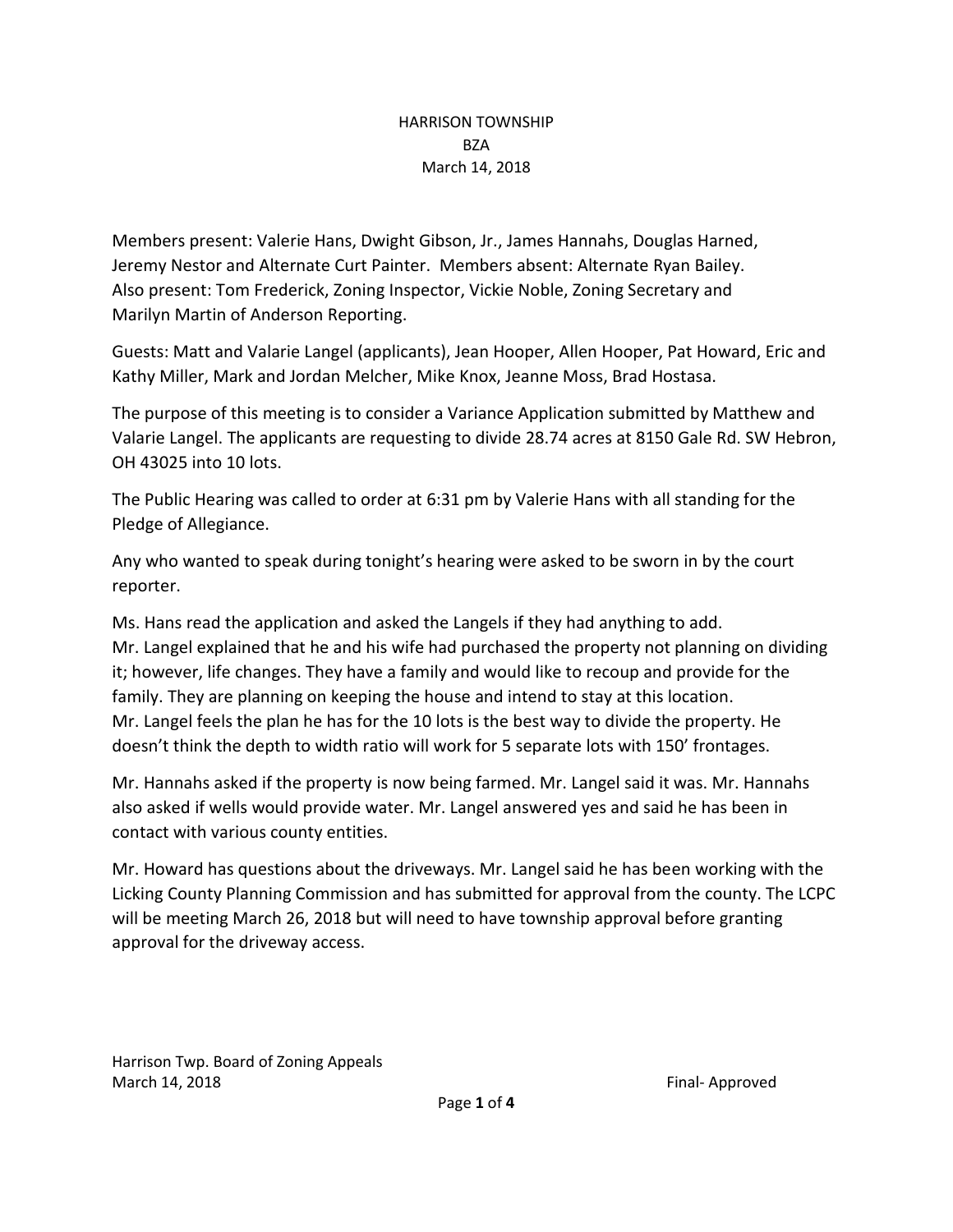# HARRISON TOWNSHIP
## BZA
## March 14, 2018

Members present: Valerie Hans, Dwight Gibson, Jr., James Hannahs, Douglas Harned, Jeremy Nestor and Alternate Curt Painter. Members absent: Alternate Ryan Bailey. Also present: Tom Frederick, Zoning Inspector, Vickie Noble, Zoning Secretary and Marilyn Martin of Anderson Reporting.

Guests: Matt and Valarie Langel (applicants), Jean Hooper, Allen Hooper, Pat Howard, Eric and Kathy Miller, Mark and Jordan Melcher, Mike Knox, Jeanne Moss, Brad Hostasa.

The purpose of this meeting is to consider a Variance Application submitted by Matthew and Valarie Langel. The applicants are requesting to divide 28.74 acres at 8150 Gale Rd. SW Hebron, OH 43025 into 10 lots.

The Public Hearing was called to order at 6:31 pm by Valerie Hans with all standing for the Pledge of Allegiance.

Any who wanted to speak during tonight's hearing were asked to be sworn in by the court reporter.

Ms. Hans read the application and asked the Langels if they had anything to add. Mr. Langel explained that he and his wife had purchased the property not planning on dividing it; however, life changes. They have a family and would like to recoup and provide for the family. They are planning on keeping the house and intend to stay at this location. Mr. Langel feels the plan he has for the 10 lots is the best way to divide the property. He doesn't think the depth to width ratio will work for 5 separate lots with 150' frontages.

Mr. Hannahs asked if the property is now being farmed. Mr. Langel said it was. Mr. Hannahs also asked if wells would provide water. Mr. Langel answered yes and said he has been in contact with various county entities.

Mr. Howard has questions about the driveways. Mr. Langel said he has been working with the Licking County Planning Commission and has submitted for approval from the county. The LCPC will be meeting March 26, 2018 but will need to have township approval before granting approval for the driveway access.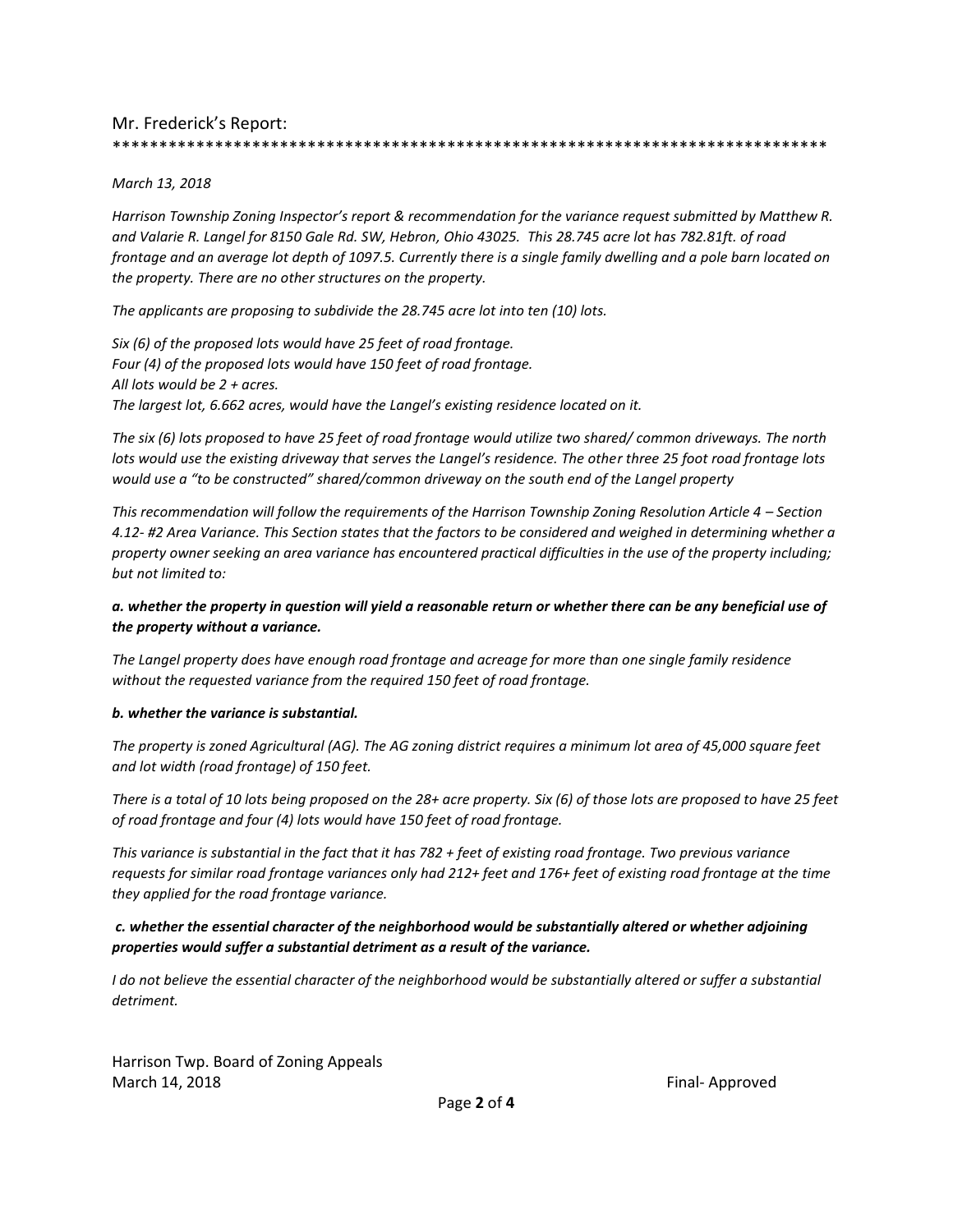Mr. Frederick's Report:

*******************************************************************************

*March 13, 2018*

*Harrison Township Zoning Inspector's report & recommendation for the variance request submitted by Matthew R. and Valarie R. Langel for 8150 Gale Rd. SW, Hebron, Ohio 43025. This 28.745 acre lot has 782.81ft. of road frontage and an average lot depth of 1097.5. Currently there is a single family dwelling and a pole barn located on the property. There are no other structures on the property.*

*The applicants are proposing to subdivide the 28.745 acre lot into ten (10) lots.*

*Six (6) of the proposed lots would have 25 feet of road frontage.*
*Four (4) of the proposed lots would have 150 feet of road frontage.*
*All lots would be 2 + acres.*
*The largest lot, 6.662 acres, would have the Langel's existing residence located on it.*

*The six (6) lots proposed to have 25 feet of road frontage would utilize two shared/ common driveways. The north lots would use the existing driveway that serves the Langel's residence. The other three 25 foot road frontage lots would use a "to be constructed" shared/common driveway on the south end of the Langel property*

*This recommendation will follow the requirements of the Harrison Township Zoning Resolution Article 4 – Section 4.12- #2 Area Variance. This Section states that the factors to be considered and weighed in determining whether a property owner seeking an area variance has encountered practical difficulties in the use of the property including; but not limited to:*

***a. whether the property in question will yield a reasonable return or whether there can be any beneficial use of the property without a variance.***

*The Langel property does have enough road frontage and acreage for more than one single family residence without the requested variance from the required 150 feet of road frontage.*

***b. whether the variance is substantial.***

*The property is zoned Agricultural (AG). The AG zoning district requires a minimum lot area of 45,000 square feet and lot width (road frontage) of 150 feet.*

*There is a total of 10 lots being proposed on the 28+ acre property. Six (6) of those lots are proposed to have 25 feet of road frontage and four (4) lots would have 150 feet of road frontage.*

*This variance is substantial in the fact that it has 782 + feet of existing road frontage. Two previous variance requests for similar road frontage variances only had 212+ feet and 176+ feet of existing road frontage at the time they applied for the road frontage variance.*

***c. whether the essential character of the neighborhood would be substantially altered or whether adjoining properties would suffer a substantial detriment as a result of the variance.***

*I do not believe the essential character of the neighborhood would be substantially altered or suffer a substantial detriment.*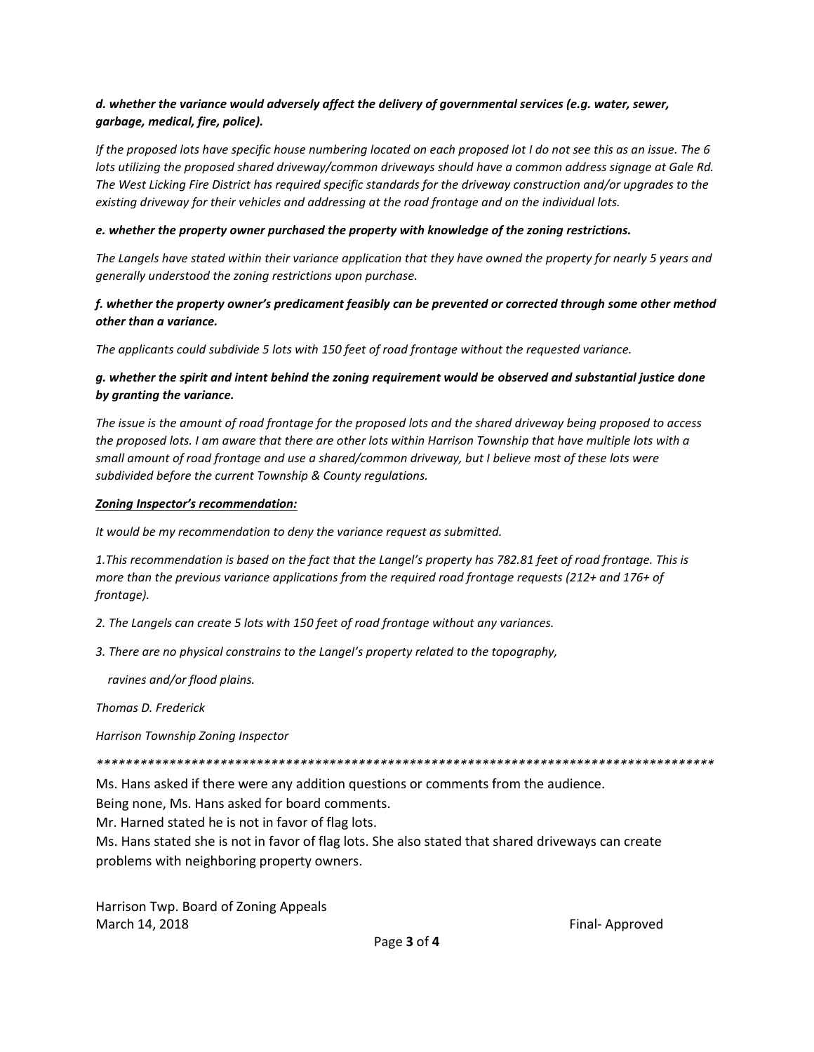***d. whether the variance would adversely affect the delivery of governmental services (e.g. water, sewer, garbage, medical, fire, police).***

*If the proposed lots have specific house numbering located on each proposed lot I do not see this as an issue. The 6 lots utilizing the proposed shared driveway/common driveways should have a common address signage at Gale Rd. The West Licking Fire District has required specific standards for the driveway construction and/or upgrades to the existing driveway for their vehicles and addressing at the road frontage and on the individual lots.*

***e. whether the property owner purchased the property with knowledge of the zoning restrictions.***

*The Langels have stated within their variance application that they have owned the property for nearly 5 years and generally understood the zoning restrictions upon purchase.*

***f. whether the property owner's predicament feasibly can be prevented or corrected through some other method other than a variance.***

*The applicants could subdivide 5 lots with 150 feet of road frontage without the requested variance.*

***g. whether the spirit and intent behind the zoning requirement would be observed and substantial justice done by granting the variance.***

*The issue is the amount of road frontage for the proposed lots and the shared driveway being proposed to access the proposed lots. I am aware that there are other lots within Harrison Township that have multiple lots with a small amount of road frontage and use a shared/common driveway, but I believe most of these lots were subdivided before the current Township & County regulations.*

***Zoning Inspector's recommendation:***

*It would be my recommendation to deny the variance request as submitted.*

*1.This recommendation is based on the fact that the Langel's property has 782.81 feet of road frontage. This is more than the previous variance applications from the required road frontage requests (212+ and 176+ of frontage).*

*2. The Langels can create 5 lots with 150 feet of road frontage without any variances.*

*3. There are no physical constrains to the Langel's property related to the topography,*

*ravines and/or flood plains.*

*Thomas D. Frederick*

*Harrison Township Zoning Inspector*

*****************************************************************************************

Ms. Hans asked if there were any addition questions or comments from the audience.

Being none, Ms. Hans asked for board comments.

Mr. Harned stated he is not in favor of flag lots.

Ms. Hans stated she is not in favor of flag lots. She also stated that shared driveways can create problems with neighboring property owners.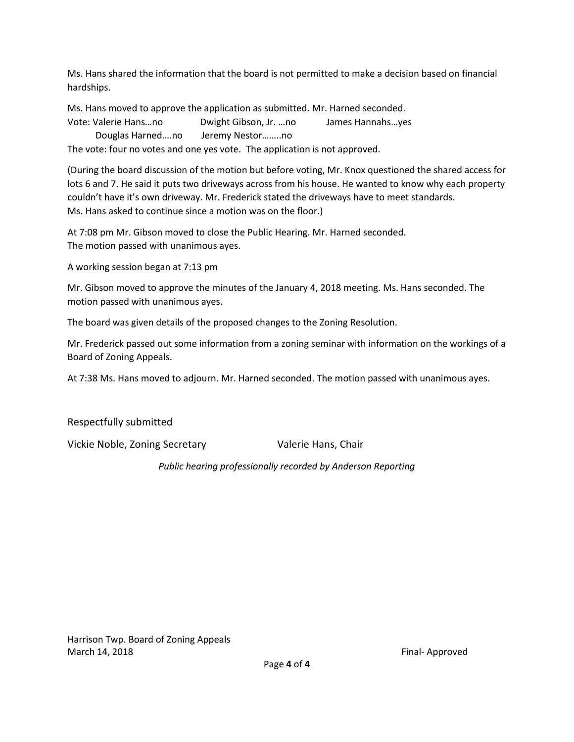Ms. Hans shared the information that the board is not permitted to make a decision based on financial hardships.

Ms. Hans moved to approve the application as submitted. Mr. Harned seconded.

Vote: Valerie Hans…no Dwight Gibson, Jr. …no James Hannahs…yes
Douglas Harned….no Jeremy Nestor……..no

The vote: four no votes and one yes vote. The application is not approved.

(During the board discussion of the motion but before voting, Mr. Knox questioned the shared access for lots 6 and 7. He said it puts two driveways across from his house. He wanted to know why each property couldn't have it's own driveway. Mr. Frederick stated the driveways have to meet standards. Ms. Hans asked to continue since a motion was on the floor.)

At 7:08 pm Mr. Gibson moved to close the Public Hearing. Mr. Harned seconded. The motion passed with unanimous ayes.

A working session began at 7:13 pm

Mr. Gibson moved to approve the minutes of the January 4, 2018 meeting. Ms. Hans seconded. The motion passed with unanimous ayes.

The board was given details of the proposed changes to the Zoning Resolution.

Mr. Frederick passed out some information from a zoning seminar with information on the workings of a Board of Zoning Appeals.

At 7:38 Ms. Hans moved to adjourn. Mr. Harned seconded. The motion passed with unanimous ayes.

Respectfully submitted

Vickie Noble, Zoning Secretary Valerie Hans, Chair

*Public hearing professionally recorded by Anderson Reporting*